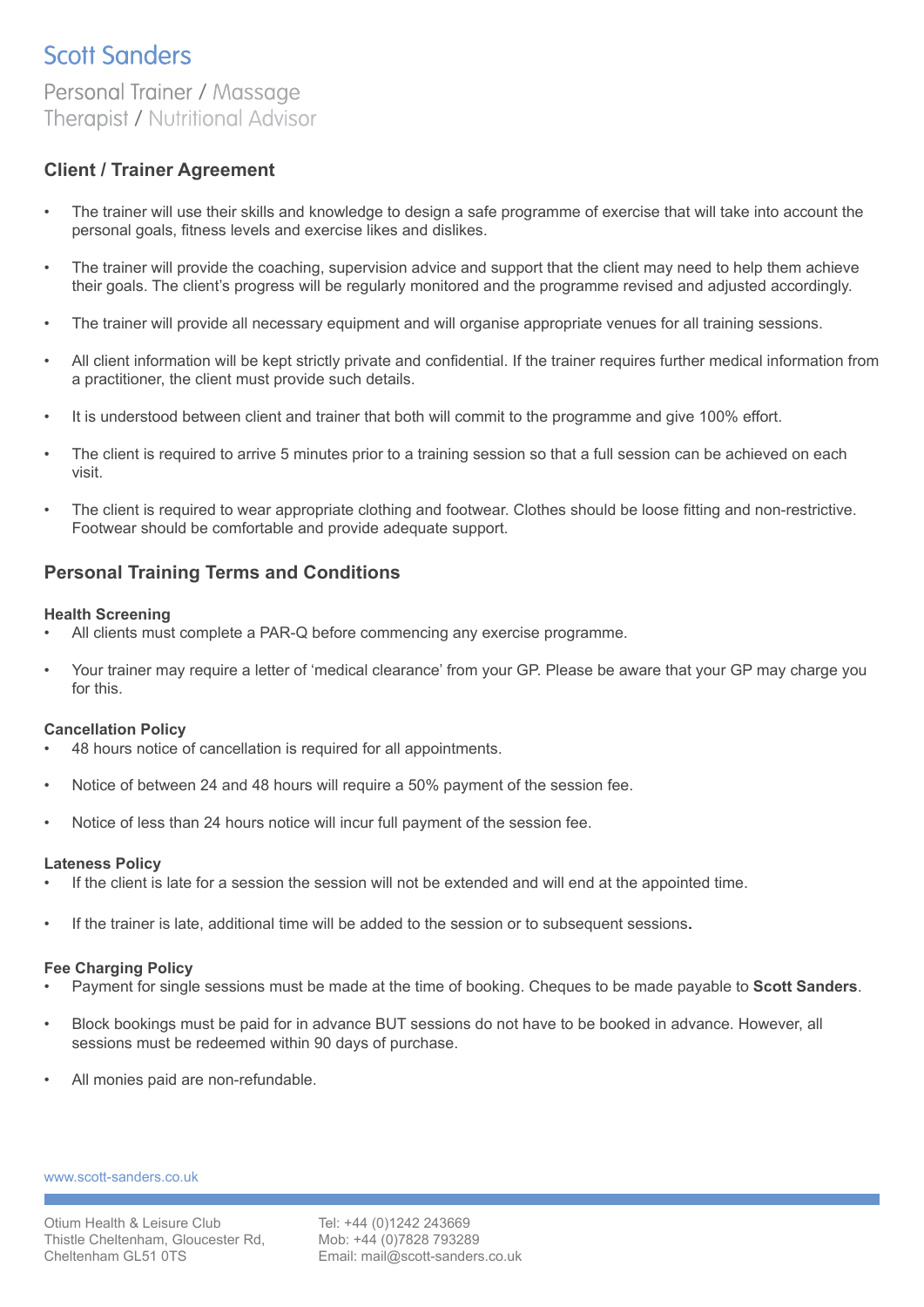# Scott Sanders

Personal Trainer / Massage Therapist / Nutritional Advisor

## Client / Trainer Agreement

- The trainer will use their skills and knowledge to design a safe programme of exercise that will take into account the personal goals, fitness levels and exercise likes and dislikes.
- The trainer will provide the coaching, supervision advice and support that the client may need to help them achieve their goals. The client's progress will be regularly monitored and the programme revised and adjusted accordingly.
- The trainer will provide all necessary equipment and will organise appropriate venues for all training sessions.
- All client information will be kept strictly private and confidential. If the trainer requires further medical information from a practitioner, the client must provide such details.
- It is understood between client and trainer that both will commit to the programme and give 100% effort.
- The client is required to arrive 5 minutes prior to a training session so that a full session can be achieved on each visit.
- The client is required to wear appropriate clothing and footwear. Clothes should be loose fitting and non-restrictive. Footwear should be comfortable and provide adequate support.

## Personal Training Terms and Conditions

### Health Screening

- All clients must complete a PAR-Q before commencing any exercise programme.
- Your trainer may require a letter of 'medical clearance' from your GP. Please be aware that your GP may charge you for this.

### Cancellation Policy

- 48 hours notice of cancellation is required for all appointments.
- Notice of between 24 and 48 hours will require a 50% payment of the session fee.
- Notice of less than 24 hours notice will incur full payment of the session fee.

### Lateness Policy

- If the client is late for a session the session will not be extended and will end at the appointed time.
- If the trainer is late, additional time will be added to the session or to subsequent sessions.

### Fee Charging Policy

- Payment for single sessions must be made at the time of booking. Cheques to be made payable to **Scott Sanders**.
- Block bookings must be paid for in advance BUT sessions do not have to be booked in advance. However, all sessions must be redeemed within 90 days of purchase.
- All monies paid are non-refundable.

www.scott-sanders.co.uk

Otium Health & Leisure Club
Thistle Cheltenham, Gloucester Rd,
Cheltenham GL51 0TS

Tel: +44 (0)1242 243669
Mob: +44 (0)7828 793289
Email: mail@scott-sanders.co.uk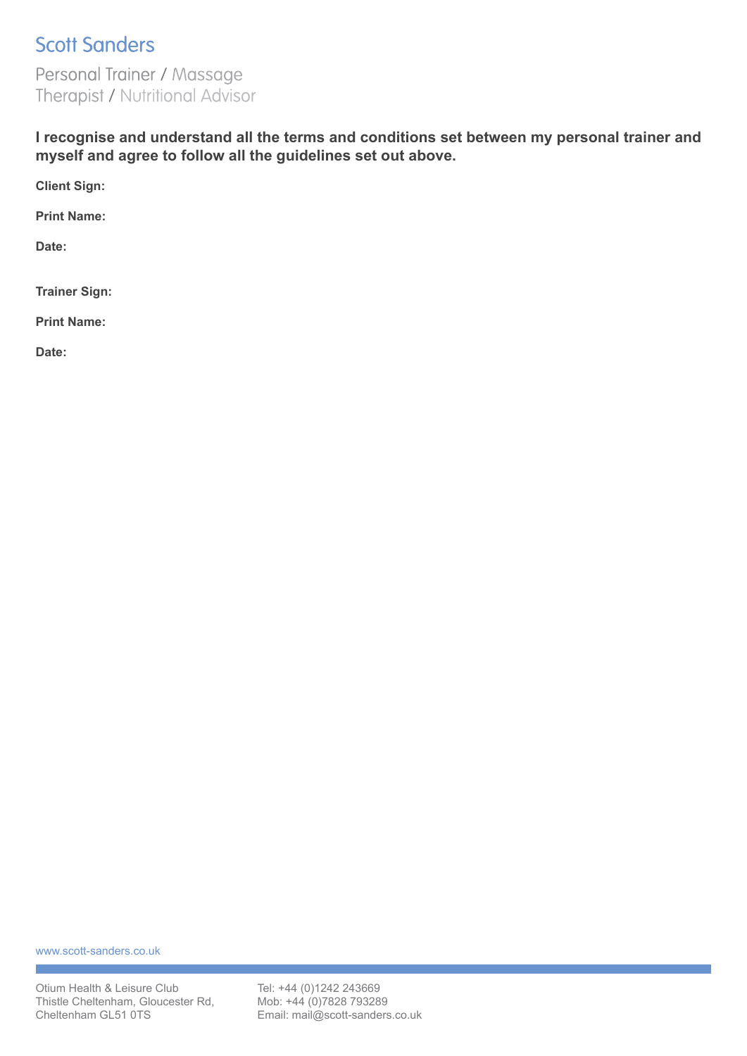# Scott Sanders

Personal Trainer / Massage Therapist / Nutritional Advisor

**I recognise and understand all the terms and conditions set between my personal trainer and myself and agree to follow all the guidelines set out above.**

**Client Sign:**

**Print Name:**

**Date:**

**Trainer Sign:**

**Print Name:**

**Date:**

www.scott-sanders.co.uk

Otium Health & Leisure Club
Thistle Cheltenham, Gloucester Rd,
Cheltenham GL51 0TS

Tel: +44 (0)1242 243669
Mob: +44 (0)7828 793289
Email: mail@scott-sanders.co.uk